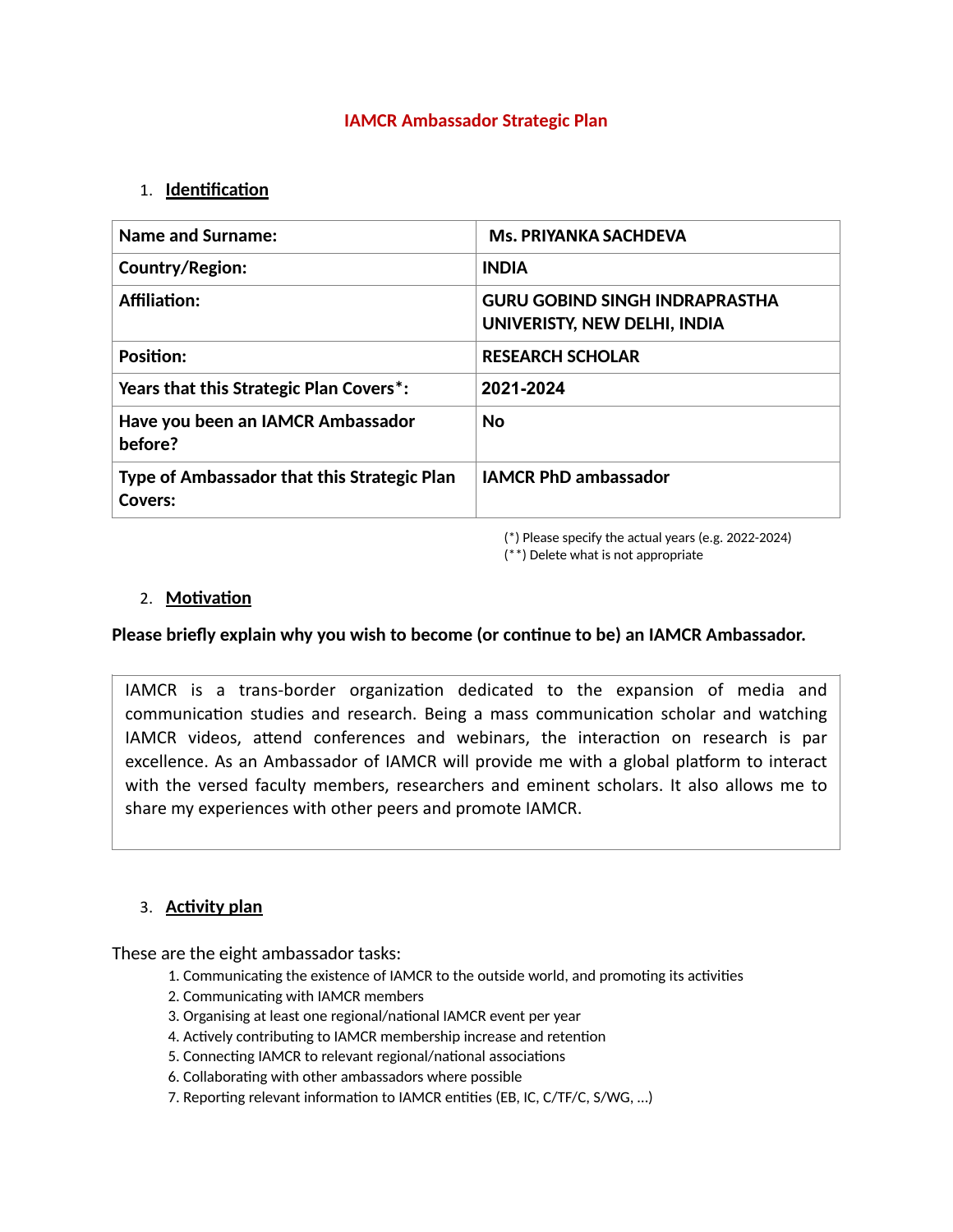# IAMCR Ambassador Strategic Plan

## 1. Identification

| Name and Surname: | Ms. PRIYANKA SACHDEVA |
|---|---|
| Country/Region: | INDIA |
| Affiliation: | GURU GOBIND SINGH INDRAPRASTHA UNIVERISTY, NEW DELHI, INDIA |
| Position: | RESEARCH SCHOLAR |
| Years that this Strategic Plan Covers*: | 2021-2024 |
| Have you been an IAMCR Ambassador before? | No |
| Type of Ambassador that this Strategic Plan Covers: | IAMCR PhD ambassador |

(*) Please specify the actual years (e.g. 2022-2024)
(**) Delete what is not appropriate

## 2. Motivation

**Please briefly explain why you wish to become (or continue to be) an IAMCR Ambassador.**

IAMCR is a trans-border organization dedicated to the expansion of media and communication studies and research. Being a mass communication scholar and watching IAMCR videos, attend conferences and webinars, the interaction on research is par excellence. As an Ambassador of IAMCR will provide me with a global platform to interact with the versed faculty members, researchers and eminent scholars. It also allows me to share my experiences with other peers and promote IAMCR.

## 3. Activity plan

These are the eight ambassador tasks:

1. Communicating the existence of IAMCR to the outside world, and promoting its activities
2. Communicating with IAMCR members
3. Organising at least one regional/national IAMCR event per year
4. Actively contributing to IAMCR membership increase and retention
5. Connecting IAMCR to relevant regional/national associations
6. Collaborating with other ambassadors where possible
7. Reporting relevant information to IAMCR entities (EB, IC, C/TF/C, S/WG, ...)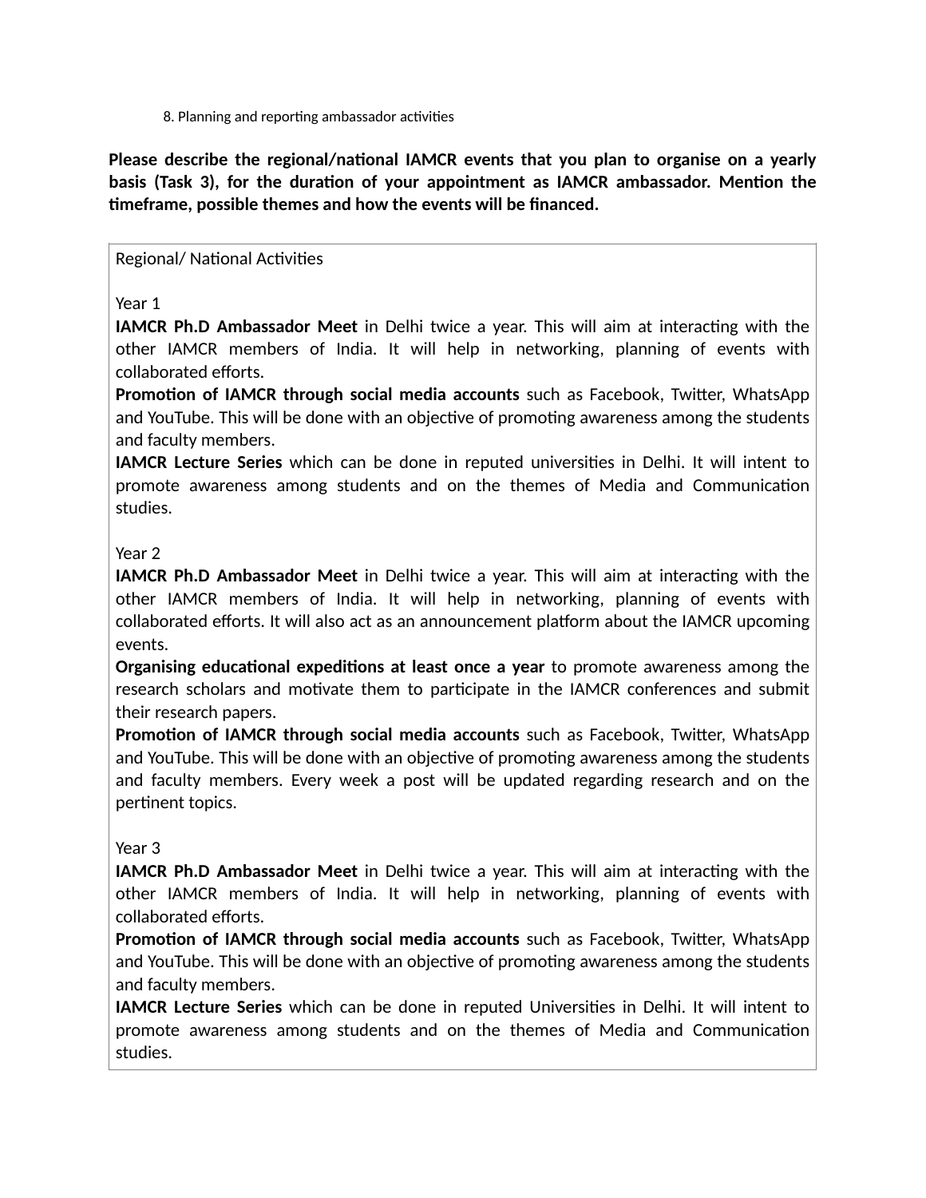8. Planning and reporting ambassador activities

**Please describe the regional/national IAMCR events that you plan to organise on a yearly basis (Task 3), for the duration of your appointment as IAMCR ambassador. Mention the timeframe, possible themes and how the events will be financed.**

Regional/ National Activities

Year 1

**IAMCR Ph.D Ambassador Meet** in Delhi twice a year. This will aim at interacting with the other IAMCR members of India. It will help in networking, planning of events with collaborated efforts.

**Promotion of IAMCR through social media accounts** such as Facebook, Twitter, WhatsApp and YouTube. This will be done with an objective of promoting awareness among the students and faculty members.

**IAMCR Lecture Series** which can be done in reputed universities in Delhi. It will intent to promote awareness among students and on the themes of Media and Communication studies.

Year 2

**IAMCR Ph.D Ambassador Meet** in Delhi twice a year. This will aim at interacting with the other IAMCR members of India. It will help in networking, planning of events with collaborated efforts. It will also act as an announcement platform about the IAMCR upcoming events.

**Organising educational expeditions at least once a year** to promote awareness among the research scholars and motivate them to participate in the IAMCR conferences and submit their research papers.

**Promotion of IAMCR through social media accounts** such as Facebook, Twitter, WhatsApp and YouTube. This will be done with an objective of promoting awareness among the students and faculty members. Every week a post will be updated regarding research and on the pertinent topics.

Year 3

**IAMCR Ph.D Ambassador Meet** in Delhi twice a year. This will aim at interacting with the other IAMCR members of India. It will help in networking, planning of events with collaborated efforts.

**Promotion of IAMCR through social media accounts** such as Facebook, Twitter, WhatsApp and YouTube. This will be done with an objective of promoting awareness among the students and faculty members.

**IAMCR Lecture Series** which can be done in reputed Universities in Delhi. It will intent to promote awareness among students and on the themes of Media and Communication studies.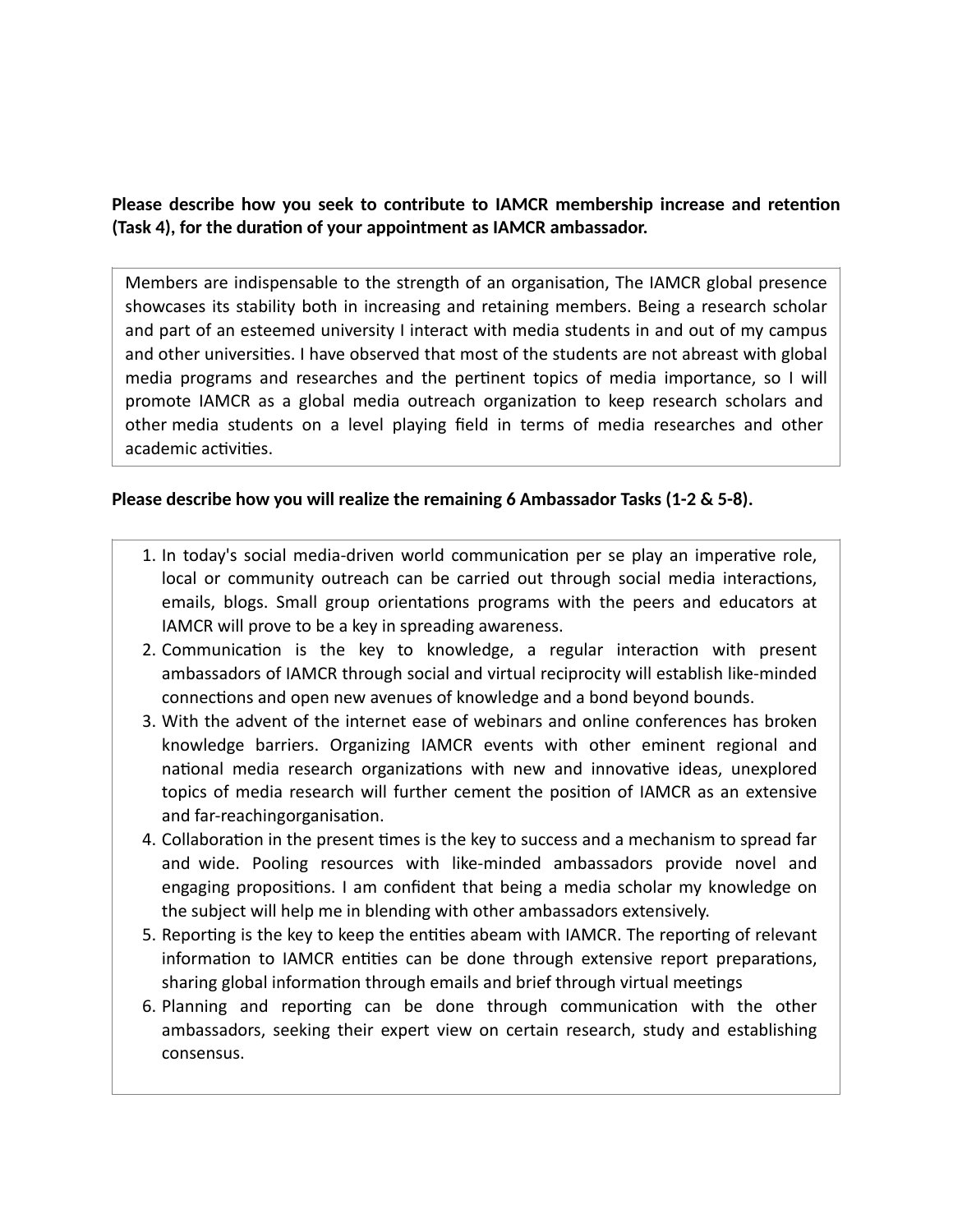**Please describe how you seek to contribute to IAMCR membership increase and retention (Task 4), for the duration of your appointment as IAMCR ambassador.**

Members are indispensable to the strength of an organisation, The IAMCR global presence showcases its stability both in increasing and retaining members. Being a research scholar and part of an esteemed university I interact with media students in and out of my campus and other universities. I have observed that most of the students are not abreast with global media programs and researches and the pertinent topics of media importance, so I will promote IAMCR as a global media outreach organization to keep research scholars and other media students on a level playing field in terms of media researches and other academic activities.

**Please describe how you will realize the remaining 6 Ambassador Tasks (1-2 & 5-8).**

1. In today's social media-driven world communication per se play an imperative role, local or community outreach can be carried out through social media interactions, emails, blogs. Small group orientations programs with the peers and educators at IAMCR will prove to be a key in spreading awareness.
2. Communication is the key to knowledge, a regular interaction with present ambassadors of IAMCR through social and virtual reciprocity will establish like-minded connections and open new avenues of knowledge and a bond beyond bounds.
3. With the advent of the internet ease of webinars and online conferences has broken knowledge barriers. Organizing IAMCR events with other eminent regional and national media research organizations with new and innovative ideas, unexplored topics of media research will further cement the position of IAMCR as an extensive and far-reachingorganisation.
4. Collaboration in the present times is the key to success and a mechanism to spread far and wide. Pooling resources with like-minded ambassadors provide novel and engaging propositions. I am confident that being a media scholar my knowledge on the subject will help me in blending with other ambassadors extensively.
5. Reporting is the key to keep the entities abeam with IAMCR. The reporting of relevant information to IAMCR entities can be done through extensive report preparations, sharing global information through emails and brief through virtual meetings
6. Planning and reporting can be done through communication with the other ambassadors, seeking their expert view on certain research, study and establishing consensus.